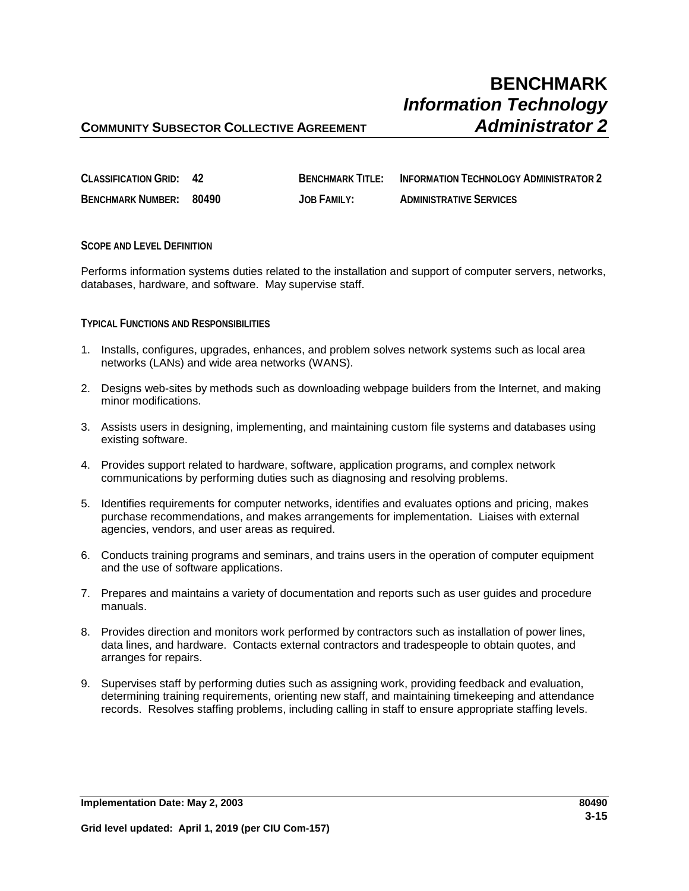# BENCHMARK
# *Information Technology Administrator 2*

**COMMUNITY SUBSECTOR COLLECTIVE AGREEMENT**

| | | | |
|---|---|---|---|
| **CLASSIFICATION GRID:** | **42** | **BENCHMARK TITLE:** | **INFORMATION TECHNOLOGY ADMINISTRATOR 2** |
| **BENCHMARK NUMBER:** | **80490** | **JOB FAMILY:** | **ADMINISTRATIVE SERVICES** |

**SCOPE AND LEVEL DEFINITION**

Performs information systems duties related to the installation and support of computer servers, networks, databases, hardware, and software. May supervise staff.

**TYPICAL FUNCTIONS AND RESPONSIBILITIES**

1. Installs, configures, upgrades, enhances, and problem solves network systems such as local area networks (LANs) and wide area networks (WANS).

2. Designs web-sites by methods such as downloading webpage builders from the Internet, and making minor modifications.

3. Assists users in designing, implementing, and maintaining custom file systems and databases using existing software.

4. Provides support related to hardware, software, application programs, and complex network communications by performing duties such as diagnosing and resolving problems.

5. Identifies requirements for computer networks, identifies and evaluates options and pricing, makes purchase recommendations, and makes arrangements for implementation. Liaises with external agencies, vendors, and user areas as required.

6. Conducts training programs and seminars, and trains users in the operation of computer equipment and the use of software applications.

7. Prepares and maintains a variety of documentation and reports such as user guides and procedure manuals.

8. Provides direction and monitors work performed by contractors such as installation of power lines, data lines, and hardware. Contacts external contractors and tradespeople to obtain quotes, and arranges for repairs.

9. Supervises staff by performing duties such as assigning work, providing feedback and evaluation, determining training requirements, orienting new staff, and maintaining timekeeping and attendance records. Resolves staffing problems, including calling in staff to ensure appropriate staffing levels.

**Implementation Date: May 2, 2003**

**Grid level updated: April 1, 2019 (per CIU Com-157)**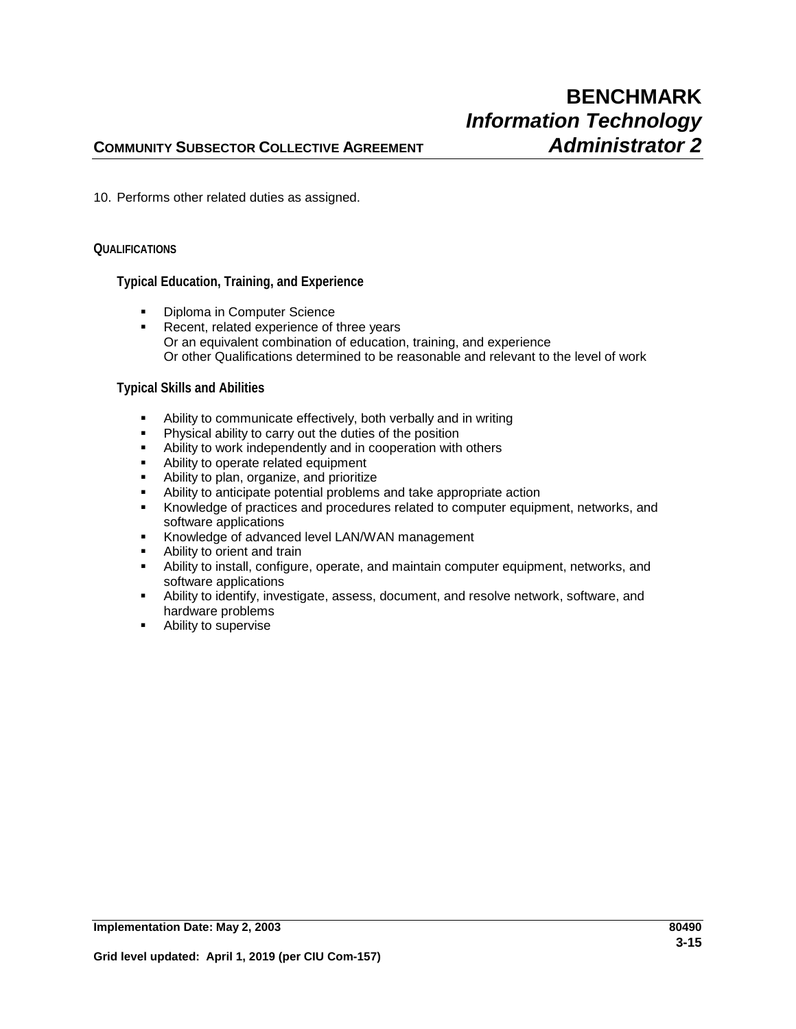10. Performs other related duties as assigned.

## QUALIFICATIONS

### Typical Education, Training, and Experience

- Diploma in Computer Science
- Recent, related experience of three years
  Or an equivalent combination of education, training, and experience
  Or other Qualifications determined to be reasonable and relevant to the level of work

### Typical Skills and Abilities

- Ability to communicate effectively, both verbally and in writing
- Physical ability to carry out the duties of the position
- Ability to work independently and in cooperation with others
- Ability to operate related equipment
- Ability to plan, organize, and prioritize
- Ability to anticipate potential problems and take appropriate action
- Knowledge of practices and procedures related to computer equipment, networks, and software applications
- Knowledge of advanced level LAN/WAN management
- Ability to orient and train
- Ability to install, configure, operate, and maintain computer equipment, networks, and software applications
- Ability to identify, investigate, assess, document, and resolve network, software, and hardware problems
- Ability to supervise

**Implementation Date: May 2, 2003** **80490**

**Grid level updated: April 1, 2019 (per CIU Com-157)**